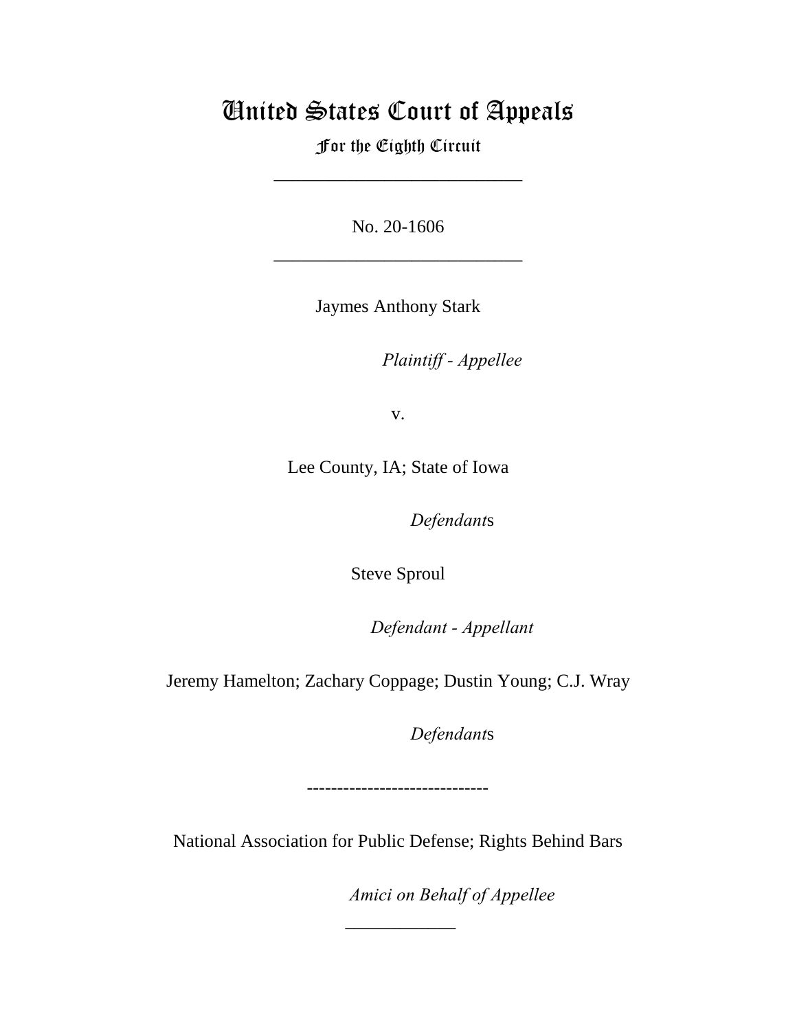# United States Court of Appeals

## For the Eighth Circuit

\___________________________

No. 20-1606

\___________________________

Jaymes Anthony Stark

*Plaintiff - Appellee*

v.

Lee County, IA; State of Iowa

*Defendants*

Steve Sproul

*Defendant - Appellant*

Jeremy Hamelton; Zachary Coppage; Dustin Young; C.J. Wray

*Defendants*

\------------------------------

National Association for Public Defense; Rights Behind Bars

*Amici on Behalf of Appellee*

\____________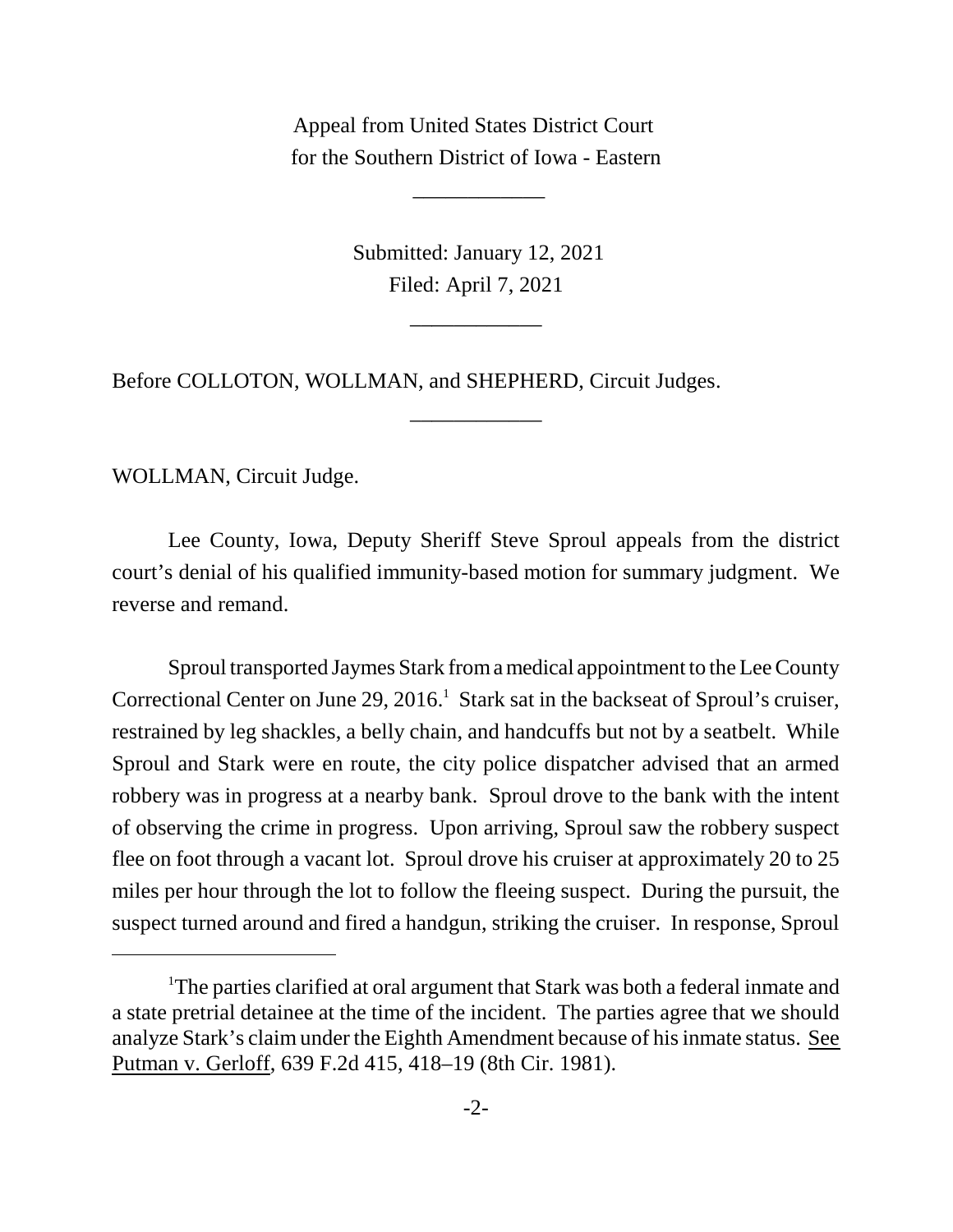Appeal from United States District Court
for the Southern District of Iowa - Eastern

____________

Submitted: January 12, 2021
Filed: April 7, 2021

____________

Before COLLOTON, WOLLMAN, and SHEPHERD, Circuit Judges.

____________

WOLLMAN, Circuit Judge.

Lee County, Iowa, Deputy Sheriff Steve Sproul appeals from the district court's denial of his qualified immunity-based motion for summary judgment. We reverse and remand.

Sproul transported Jaymes Stark from a medical appointment to the Lee County Correctional Center on June 29, 2016.[1] Stark sat in the backseat of Sproul's cruiser, restrained by leg shackles, a belly chain, and handcuffs but not by a seatbelt. While Sproul and Stark were en route, the city police dispatcher advised that an armed robbery was in progress at a nearby bank. Sproul drove to the bank with the intent of observing the crime in progress. Upon arriving, Sproul saw the robbery suspect flee on foot through a vacant lot. Sproul drove his cruiser at approximately 20 to 25 miles per hour through the lot to follow the fleeing suspect. During the pursuit, the suspect turned around and fired a handgun, striking the cruiser. In response, Sproul

---

[1]The parties clarified at oral argument that Stark was both a federal inmate and a state pretrial detainee at the time of the incident. The parties agree that we should analyze Stark's claim under the Eighth Amendment because of his inmate status. See Putman v. Gerloff, 639 F.2d 415, 418–19 (8th Cir. 1981).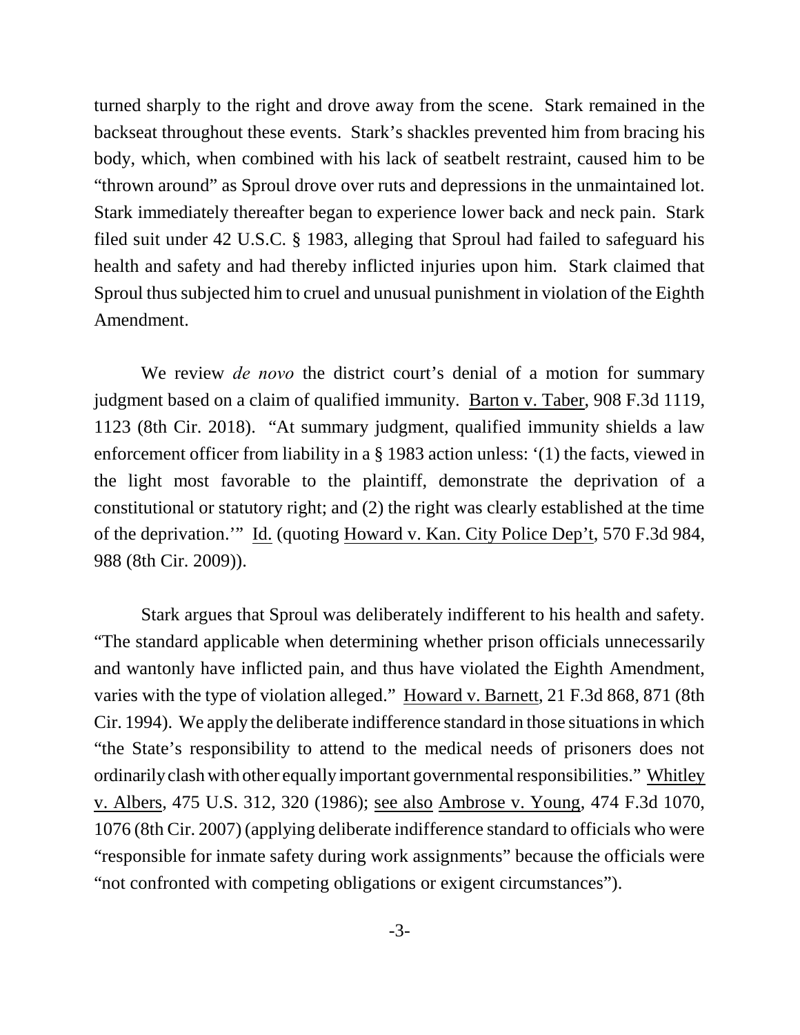turned sharply to the right and drove away from the scene. Stark remained in the backseat throughout these events. Stark's shackles prevented him from bracing his body, which, when combined with his lack of seatbelt restraint, caused him to be "thrown around" as Sproul drove over ruts and depressions in the unmaintained lot. Stark immediately thereafter began to experience lower back and neck pain. Stark filed suit under 42 U.S.C. § 1983, alleging that Sproul had failed to safeguard his health and safety and had thereby inflicted injuries upon him. Stark claimed that Sproul thus subjected him to cruel and unusual punishment in violation of the Eighth Amendment.

We review *de novo* the district court's denial of a motion for summary judgment based on a claim of qualified immunity. Barton v. Taber, 908 F.3d 1119, 1123 (8th Cir. 2018). "At summary judgment, qualified immunity shields a law enforcement officer from liability in a § 1983 action unless: '(1) the facts, viewed in the light most favorable to the plaintiff, demonstrate the deprivation of a constitutional or statutory right; and (2) the right was clearly established at the time of the deprivation.'" Id. (quoting Howard v. Kan. City Police Dep't, 570 F.3d 984, 988 (8th Cir. 2009)).

Stark argues that Sproul was deliberately indifferent to his health and safety. "The standard applicable when determining whether prison officials unnecessarily and wantonly have inflicted pain, and thus have violated the Eighth Amendment, varies with the type of violation alleged." Howard v. Barnett, 21 F.3d 868, 871 (8th Cir. 1994). We apply the deliberate indifference standard in those situations in which "the State's responsibility to attend to the medical needs of prisoners does not ordinarily clash with other equally important governmental responsibilities." Whitley v. Albers, 475 U.S. 312, 320 (1986); see also Ambrose v. Young, 474 F.3d 1070, 1076 (8th Cir. 2007) (applying deliberate indifference standard to officials who were "responsible for inmate safety during work assignments" because the officials were "not confronted with competing obligations or exigent circumstances").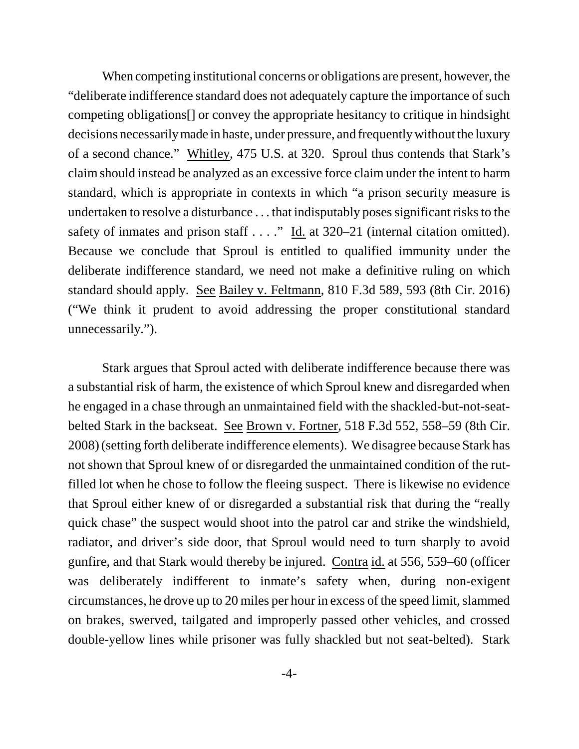When competing institutional concerns or obligations are present, however, the "deliberate indifference standard does not adequately capture the importance of such competing obligations[] or convey the appropriate hesitancy to critique in hindsight decisions necessarily made in haste, under pressure, and frequently without the luxury of a second chance." Whitley, 475 U.S. at 320. Sproul thus contends that Stark's claim should instead be analyzed as an excessive force claim under the intent to harm standard, which is appropriate in contexts in which "a prison security measure is undertaken to resolve a disturbance . . . that indisputably poses significant risks to the safety of inmates and prison staff . . . ." Id. at 320–21 (internal citation omitted). Because we conclude that Sproul is entitled to qualified immunity under the deliberate indifference standard, we need not make a definitive ruling on which standard should apply. See Bailey v. Feltmann, 810 F.3d 589, 593 (8th Cir. 2016) ("We think it prudent to avoid addressing the proper constitutional standard unnecessarily.").

Stark argues that Sproul acted with deliberate indifference because there was a substantial risk of harm, the existence of which Sproul knew and disregarded when he engaged in a chase through an unmaintained field with the shackled-but-not-seat-belted Stark in the backseat. See Brown v. Fortner, 518 F.3d 552, 558–59 (8th Cir. 2008) (setting forth deliberate indifference elements). We disagree because Stark has not shown that Sproul knew of or disregarded the unmaintained condition of the rut-filled lot when he chose to follow the fleeing suspect. There is likewise no evidence that Sproul either knew of or disregarded a substantial risk that during the "really quick chase" the suspect would shoot into the patrol car and strike the windshield, radiator, and driver's side door, that Sproul would need to turn sharply to avoid gunfire, and that Stark would thereby be injured. Contra id. at 556, 559–60 (officer was deliberately indifferent to inmate's safety when, during non-exigent circumstances, he drove up to 20 miles per hour in excess of the speed limit, slammed on brakes, swerved, tailgated and improperly passed other vehicles, and crossed double-yellow lines while prisoner was fully shackled but not seat-belted). Stark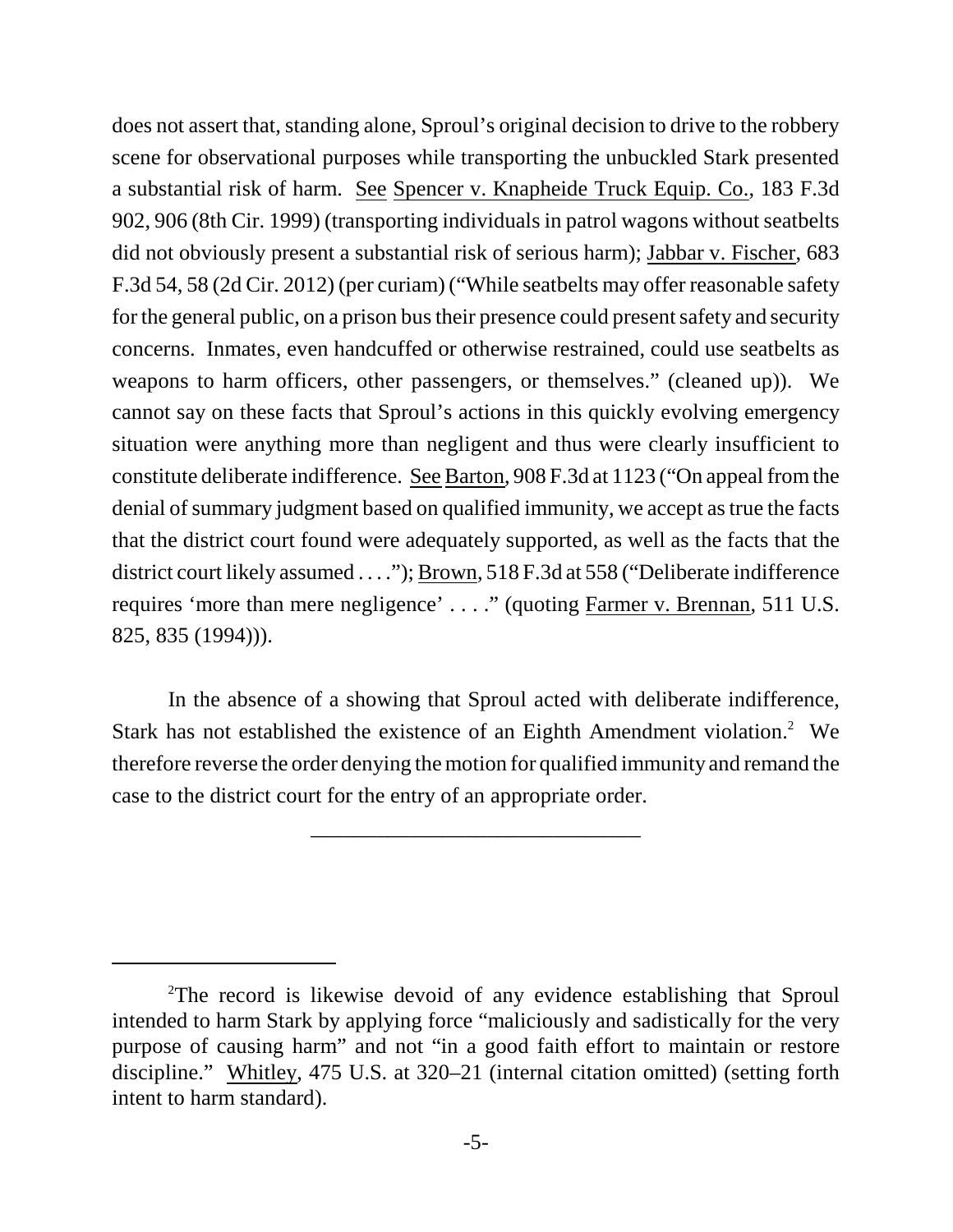does not assert that, standing alone, Sproul's original decision to drive to the robbery scene for observational purposes while transporting the unbuckled Stark presented a substantial risk of harm. See Spencer v. Knapheide Truck Equip. Co., 183 F.3d 902, 906 (8th Cir. 1999) (transporting individuals in patrol wagons without seatbelts did not obviously present a substantial risk of serious harm); Jabbar v. Fischer, 683 F.3d 54, 58 (2d Cir. 2012) (per curiam) ("While seatbelts may offer reasonable safety for the general public, on a prison bus their presence could present safety and security concerns. Inmates, even handcuffed or otherwise restrained, could use seatbelts as weapons to harm officers, other passengers, or themselves." (cleaned up)). We cannot say on these facts that Sproul's actions in this quickly evolving emergency situation were anything more than negligent and thus were clearly insufficient to constitute deliberate indifference. See Barton, 908 F.3d at 1123 ("On appeal from the denial of summary judgment based on qualified immunity, we accept as true the facts that the district court found were adequately supported, as well as the facts that the district court likely assumed . . . ."); Brown, 518 F.3d at 558 ("Deliberate indifference requires 'more than mere negligence' . . . ." (quoting Farmer v. Brennan, 511 U.S. 825, 835 (1994))).

In the absence of a showing that Sproul acted with deliberate indifference, Stark has not established the existence of an Eighth Amendment violation.[2] We therefore reverse the order denying the motion for qualified immunity and remand the case to the district court for the entry of an appropriate order.

______________________________

[2]The record is likewise devoid of any evidence establishing that Sproul intended to harm Stark by applying force "maliciously and sadistically for the very purpose of causing harm" and not "in a good faith effort to maintain or restore discipline." Whitley, 475 U.S. at 320–21 (internal citation omitted) (setting forth intent to harm standard).